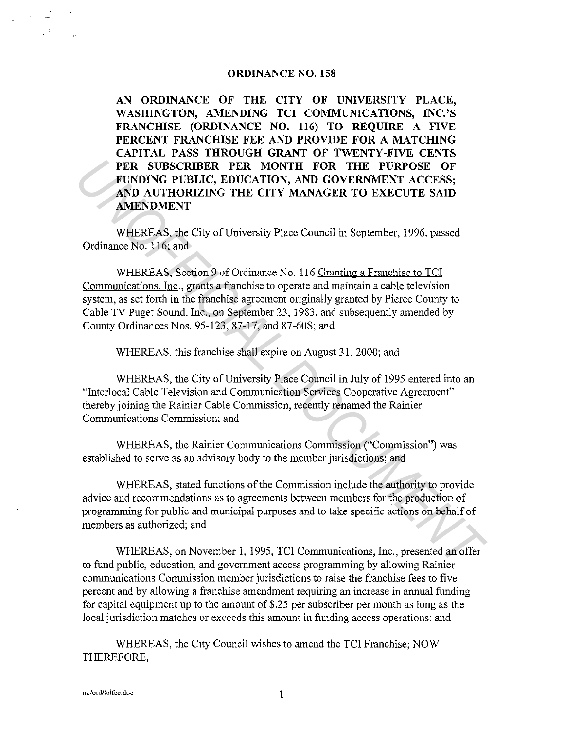# ORDINANCE NO. 158

**AN ORDINANCE OF THE CITY OF UNIVERSITY PLACE, WASHINGTON, AMENDING TCI COMMUNICATIONS, INC.'S FRANCHISE (ORDINANCE NO. 116) TO REQUIRE A FIVE PERCENT FRANCHISE FEE AND PROVIDE FOR A MATCHING CAPITAL PASS THROUGH GRANT OF TWENTY-FIVE CENTS PER SUBSCRIBER PER MONTH FOR THE PURPOSE OF FUNDING PUBLIC, EDUCATION, AND GOVERNMENT ACCESS; AND AUTHORIZING THE CITY MANAGER TO EXECUTE SAID AMENDMENT**

WHEREAS, the City of University Place Council in September, 1996, passed Ordinance No. 116; and

WHEREAS, Section 9 of Ordinance No. 116 Granting a Franchise to TCI Communications, Inc., grants a franchise to operate and maintain a cable television system, as set forth in the franchise agreement originally granted by Pierce County to Cable TV Puget Sound, Inc., on September 23, 1983, and subsequently amended by County Ordinances Nos. 95-123, 87-17, and 87-60S; and

WHEREAS, this franchise shall expire on August 31, 2000; and

WHEREAS, the City of University Place Council in July of 1995 entered into an "Interlocal Cable Television and Communication Services Cooperative Agreement" thereby joining the Rainier Cable Commission, recently renamed the Rainier Communications Commission; and

WHEREAS, the Rainier Communications Commission ("Commission") was established to serve as an advisory body to the member jurisdictions; and

WHEREAS, stated functions of the Commission include the authority to provide advice and recommendations as to agreements between members for the production of programming for public and municipal purposes and to take specific actions on behalf of members as authorized; and

WHEREAS, on November 1, 1995, TCI Communications, Inc., presented an offer to fund public, education, and government access programming by allowing Rainier communications Commission member jurisdictions to raise the franchise fees to five percent and by allowing a franchise amendment requiring an increase in annual funding for capital equipment up to the amount of $.25 per subscriber per month as long as the local jurisdiction matches or exceeds this amount in funding access operations; and

WHEREAS, the City Council wishes to amend the TCI Franchise; NOW THEREFORE,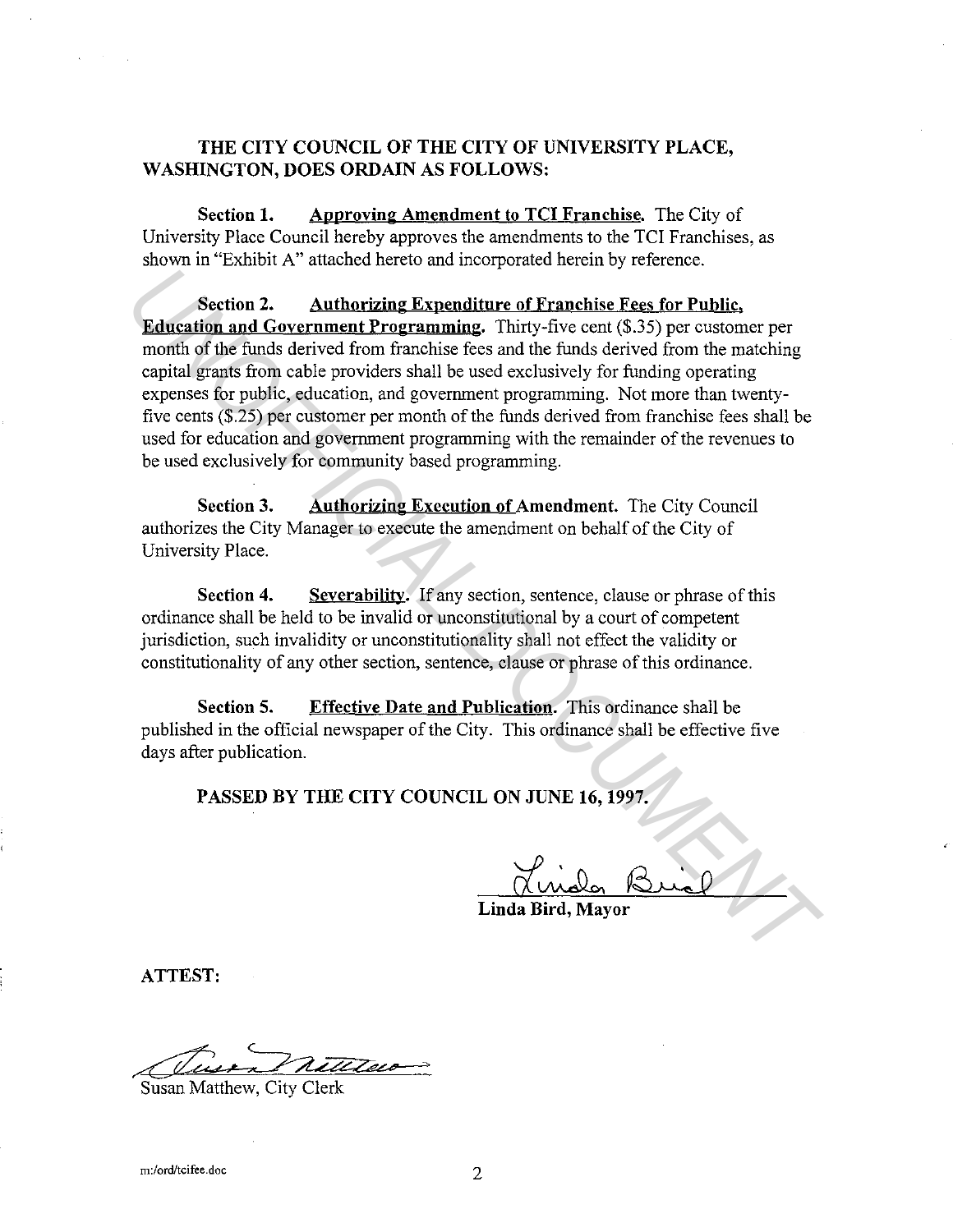**THE CITY COUNCIL OF THE CITY OF UNIVERSITY PLACE, WASHINGTON, DOES ORDAIN AS FOLLOWS:**

**Section 1.** **Approving Amendment to TCI Franchise.** The City of University Place Council hereby approves the amendments to the TCI Franchises, as shown in "Exhibit A" attached hereto and incorporated herein by reference.

**Section 2.** **Authorizing Expenditure of Franchise Fees for Public, Education and Government Programming.** Thirty-five cent ($.35) per customer per month of the funds derived from franchise fees and the funds derived from the matching capital grants from cable providers shall be used exclusively for funding operating expenses for public, education, and government programming. Not more than twenty-five cents ($.25) per customer per month of the funds derived from franchise fees shall be used for education and government programming with the remainder of the revenues to be used exclusively for community based programming.

**Section 3.** **Authorizing Execution of Amendment.** The City Council authorizes the City Manager to execute the amendment on behalf of the City of University Place.

**Section 4.** **Severability.** If any section, sentence, clause or phrase of this ordinance shall be held to be invalid or unconstitutional by a court of competent jurisdiction, such invalidity or unconstitutionality shall not effect the validity or constitutionality of any other section, sentence, clause or phrase of this ordinance.

**Section 5.** **Effective Date and Publication.** This ordinance shall be published in the official newspaper of the City. This ordinance shall be effective five days after publication.

**PASSED BY THE CITY COUNCIL ON JUNE 16, 1997.**

**Linda Bird, Mayor**

**ATTEST:**

Susan Matthew, City Clerk

m:/ord/tcifee.doc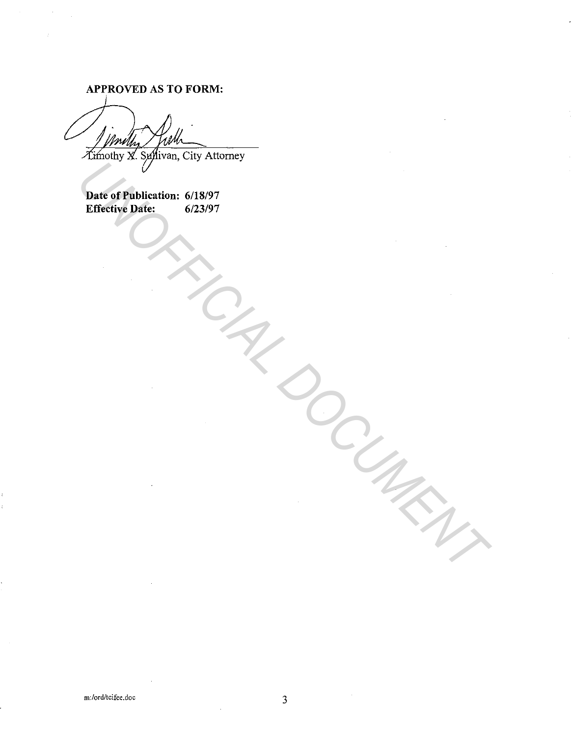**APPROVED AS TO FORM:**

Timothy X. Sullivan, City Attorney

**Date of Publication: 6/18/97**
**Effective Date: 6/23/97**

m:/ord/tcifee.doc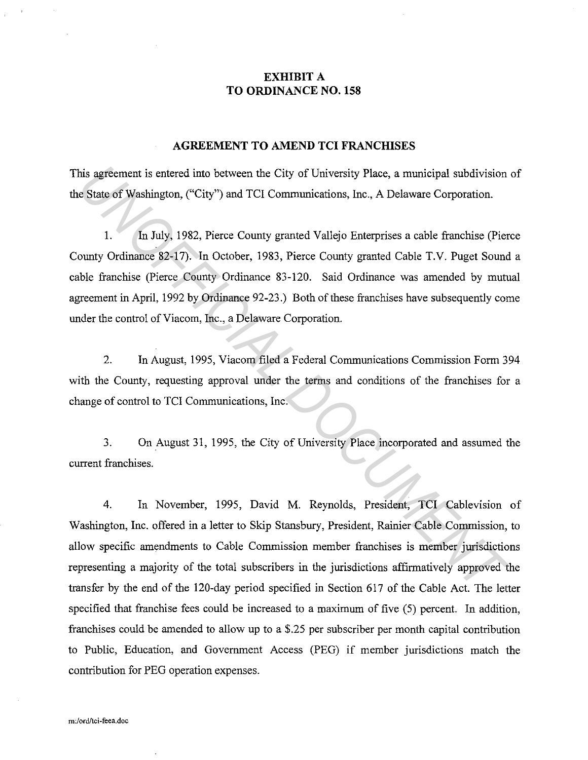## EXHIBIT A
## TO ORDINANCE NO. 158

### AGREEMENT TO AMEND TCI FRANCHISES

This agreement is entered into between the City of University Place, a municipal subdivision of the State of Washington, ("City") and TCI Communications, Inc., A Delaware Corporation.

1. In July, 1982, Pierce County granted Vallejo Enterprises a cable franchise (Pierce County Ordinance 82-17). In October, 1983, Pierce County granted Cable T.V. Puget Sound a cable franchise (Pierce County Ordinance 83-120. Said Ordinance was amended by mutual agreement in April, 1992 by Ordinance 92-23.) Both of these franchises have subsequently come under the control of Viacom, Inc., a Delaware Corporation.

2. In August, 1995, Viacom filed a Federal Communications Commission Form 394 with the County, requesting approval under the terms and conditions of the franchises for a change of control to TCI Communications, Inc.

3. On August 31, 1995, the City of University Place incorporated and assumed the current franchises.

4. In November, 1995, David M. Reynolds, President, TCI Cablevision of Washington, Inc. offered in a letter to Skip Stansbury, President, Rainier Cable Commission, to allow specific amendments to Cable Commission member franchises is member jurisdictions representing a majority of the total subscribers in the jurisdictions affirmatively approved the transfer by the end of the 120-day period specified in Section 617 of the Cable Act. The letter specified that franchise fees could be increased to a maximum of five (5) percent. In addition, franchises could be amended to allow up to a $.25 per subscriber per month capital contribution to Public, Education, and Government Access (PEG) if member jurisdictions match the contribution for PEG operation expenses.

m:/ord/tci-feea.doc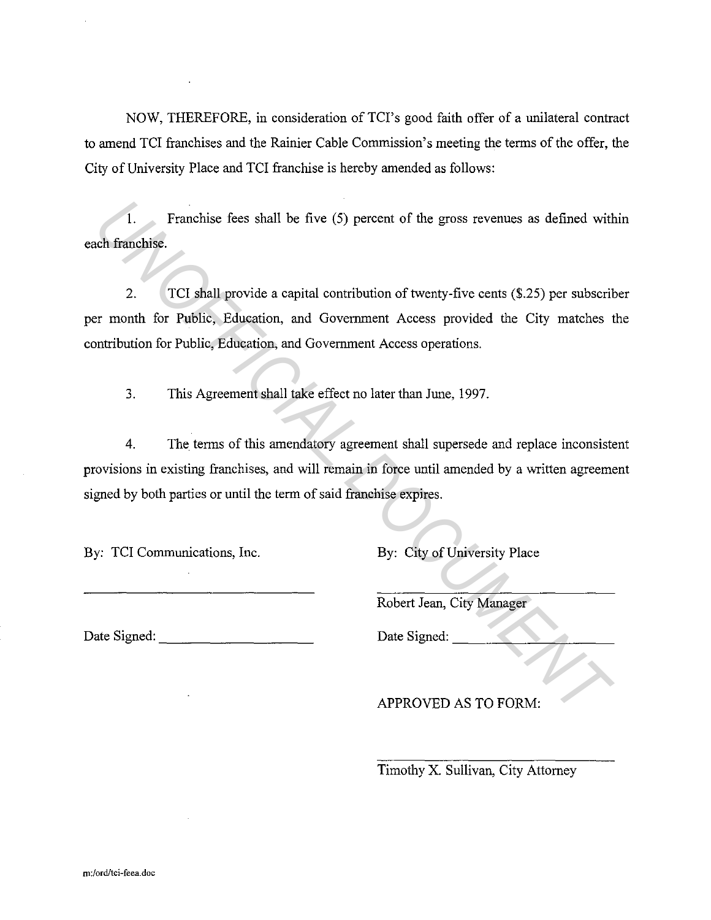NOW, THEREFORE, in consideration of TCI's good faith offer of a unilateral contract to amend TCI franchises and the Rainier Cable Commission's meeting the terms of the offer, the City of University Place and TCI franchise is hereby amended as follows:

1. Franchise fees shall be five (5) percent of the gross revenues as defined within each franchise.

2. TCI shall provide a capital contribution of twenty-five cents ($.25) per subscriber per month for Public, Education, and Government Access provided the City matches the contribution for Public, Education, and Government Access operations.

3. This Agreement shall take effect no later than June, 1997.

4. The terms of this amendatory agreement shall supersede and replace inconsistent provisions in existing franchises, and will remain in force until amended by a written agreement signed by both parties or until the term of said franchise expires.

By: TCI Communications, Inc.

_______________________________

Date Signed: ____________________

By: City of University Place

_______________________________

Robert Jean, City Manager

Date Signed: ____________________

APPROVED AS TO FORM:

_______________________________

Timothy X. Sullivan, City Attorney

m:/ord/tci-feea.doc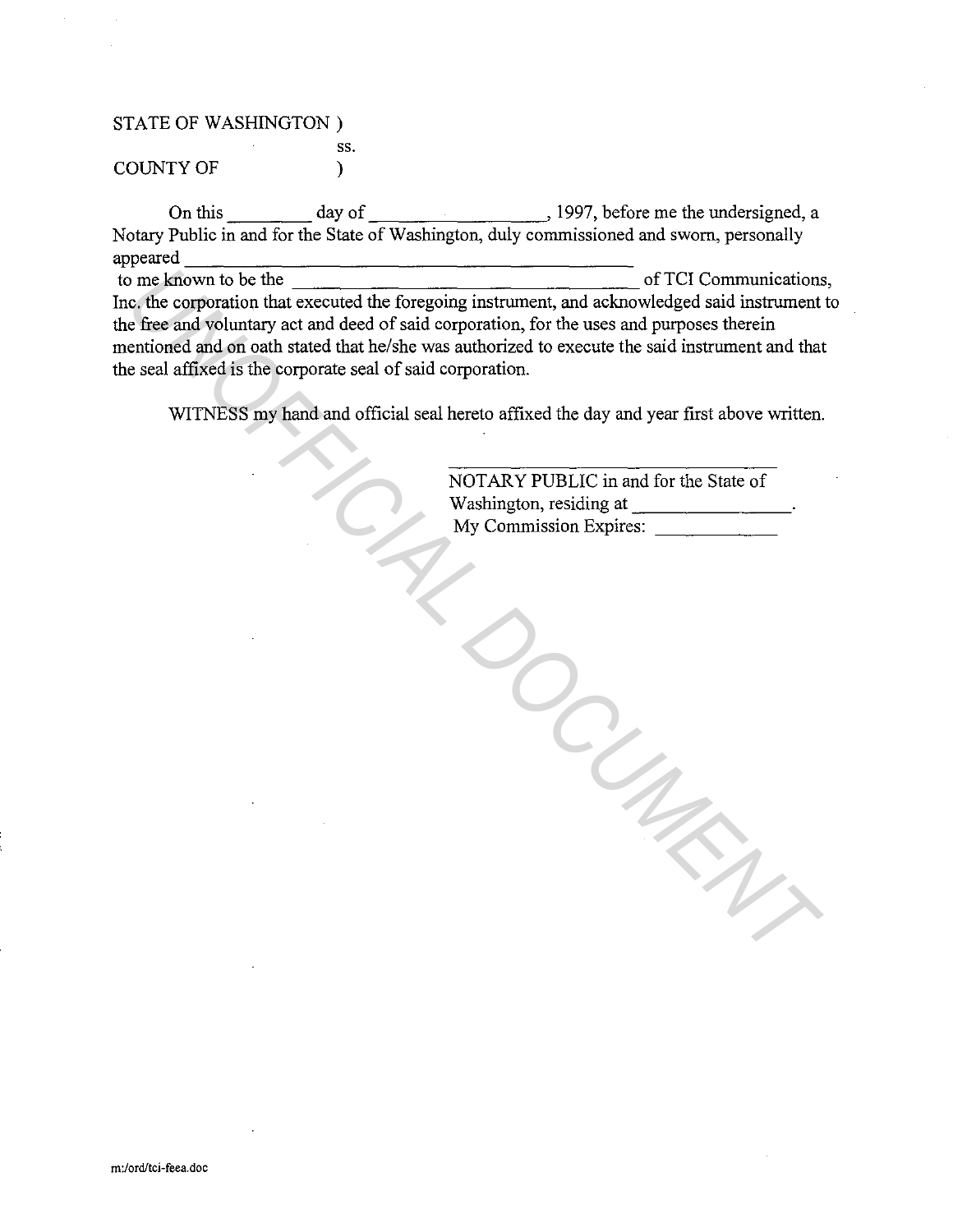STATE OF WASHINGTON )  
ss.  
COUNTY OF )

On this ________ day of __________________, 1997, before me the undersigned, a Notary Public in and for the State of Washington, duly commissioned and sworn, personally appeared ________________________________________________  
to me known to be the ____________________________________ of TCI Communications, Inc. the corporation that executed the foregoing instrument, and acknowledged said instrument to the free and voluntary act and deed of said corporation, for the uses and purposes therein mentioned and on oath stated that he/she was authorized to execute the said instrument and that the seal affixed is the corporate seal of said corporation.

WITNESS my hand and official seal hereto affixed the day and year first above written.

____________________________________  
NOTARY PUBLIC in and for the State of Washington, residing at ________________.  
My Commission Expires: ____________

m:/ord/tci-feea.doc